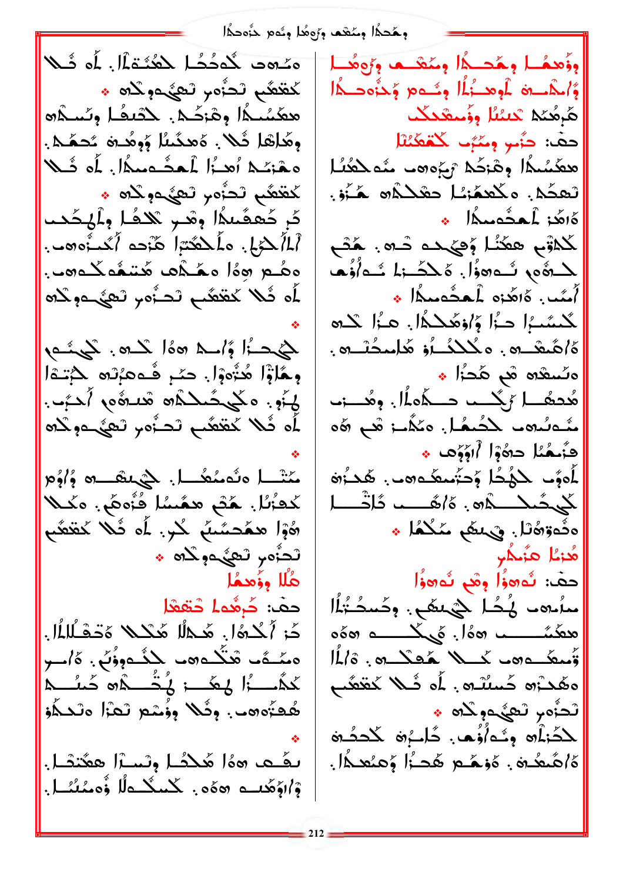ܘܢܘܗܪܐ ܘܡܚܕܐ ܘܡܫܩܐ ܘܪܘܚܐ
ܕܐܬܡܠܝܬ ܐܘܪܫܠܡ ܘܫܘܡ ܘܚܕܘܬܐ
ܩܪܘܢܢ ܢܒܝܐ ܘܫܠܝܚܐ

ܩܠ: ܚܕܝܢ ܘܡܫܒܚܝܢ ܠܡܩܝܡܢܐ

ܡܫܝܚܐ ܘܡܪܟܒ ܪ̈ܚܘܡܝ ܫܘܠܛܢܐ
ܢܨܚܬ. ܘܠܡܚܝܢܐ ܕܩܠܬܗ ܫܡܥܘ.
ܘܐܡܪܘ ܠܡܚܝܢܢܐ ܀
ܠܟܠܗܘܢ ܥܡܡܐ ܘܦܪ̈ܝܫܐ ܫܡܥܘ
ܠܒܪܗ ܢܘܗܪܐ. ܘܠܟܠܗܝܢ ܫܘܪ̈ܝܐ
ܐܡܪܝܢ. ܘܐܡܪܘ ܠܡܚܝܢܢܐ ܀
ܠܡܫܝܚܐ ܒܪܐ ܕܐܘܪܫܠܡ. ܗܪܐ ܠܟܘ
ܕܐܬܐ ܗܘ. ܘܡܠܟܘܬܗ ܕܠܥܠܡ ܗܝ.
ܘܢܚܬܘ ܥܡ ܗܕܪܐ ܀
ܡܕܡܟܐ ܕܝܠܗ ܒܥܠܡܐ. ܘܡܨܝܪ
ܫܘܒܚܗ ܠܥܠܡܐ. ܘܡܠܟܐ ܥܡ ܗܘ
ܦܪܘܩܐ ܕܡܢ ܐܒܘܗܝ ܀
ܐܬܐ ܠܥܠܡܐ ܕܢܬܦܢܐ ܠܘܬܗ. ܩܕܡܘܗܝ
ܠܡܫܝܚܐ ܠܗ. ܘܐܬܐ ܠܗ ܕܐܝܟܢܐ
ܕܢܘܗܪܐ. ܦܪܘܩܢ ܡܠܟܐ ܀

ܩܕܡܝܐ ܕܡܘܬܐ

ܩܠ: ܢܘܗܪܐ ܕܢܚ ܢܘܗܪܐ
ܫܠܝܚܐ ܩܕܡ ܠܡܫܝܚܐ. ܘܢܒܝܐ
ܡܫܡܫܢܐ ܗܘܐ. ܩܕܡܝܟ. ܘܐܬܐ
ܕܡܫܡܫܝܢ ܠܗ ܡܠܟܗ. ܕܐܝܬ
ܘܡܠܟܗ ܒܫܠܡܗ. ܠܗ ܫܠܐ ܠܡܩܝܡܢܐ
ܠܚܕܘܬܐ ܕܡܫܝܚܐ ܀
ܠܒܪܬܗ ܘܫܘܒܚܐ. ܩܢܐ ܠܒܪܗ
ܕܐܬܐ. ܘܢܗܘܐ ܟܕ ܐܢܐ ܘܡܫܡܫܢܐ.

ܘܡܠܘܗܝ ܠܒܢܝܐ ܠܟܠܢܫ ܕܡܝܬܐ. ܠܗ ܫܠܐ
ܠܡܩܝܡܢܐ ܕܚܕܘܬܐ ܕܡܫܝܚܐ ܀
ܡܫܝܚܐ ܘܩܕܝܫܐ. ܠܥܡܡܐ ܘܢܒܝܐ
ܘܡܠܟܐ ܠܗ. ܘܐܬܐ ܕܡܫܝܚܐ ܕܒܩܘܕܫܐ.
ܘܡܠܟܐ ܐܡܪ ܠܗ. ܠܗ ܫܠܐ
ܠܡܩܝܡܢܐ ܕܚܕܘܬܐ ܕܡܫܝܚܐ ܀
ܒܪ ܕܡܫܝܚܐ ܘܡܢ ܐܠܗܐ ܘܐܠܗܝܘܬܐ
ܐܠܗܐ ܠܗ. ܘܐܠܗܝܐ ܦܪܘܩܐ ܐܡܪܘܗܝ.
ܘܡܢܗ ܗܘܐ ܘܡܠܟܐ ܡܫܡܫܢܝܢ ܠܟܠܗܘܢ.
ܠܗ ܫܠܐ ܠܡܩܝܡܢܐ ܕܚܕܘܬܐ ܕܡܫܝܚܐ
❖
ܠܡܫܝܚܐ ܕܐܬܐ ܗܘܐ ܠܗ. ܠܡܫܝܚܐ
ܘܡܠܟܐ ܦܪܘܩܢ. ܕܡܢ ܦܘܡܗ ܠܥܠܡܐ
ܠܗ. ܘܠܡܫܝܚܐ ܕܚܕܘܬܗ ܐܬܐ.
ܠܗ ܫܠܐ ܠܡܩܝܡܢܐ ܕܚܕܘܬܐ ܕܡܫܝܚܐ
❖
ܡܫܝܚܐ ܘܦܪܘܩܢܐ. ܠܡܫܝܚܐ ܕܐܬܐ
ܠܢܒܝܐ. ܡܢ ܡܫܝܚܐ ܦܪܘܩܢ. ܘܡܠܟܐ
ܗܘܐ ܡܫܡܫܢܐ ܠܗ. ܠܗ ܫܠܐ ܠܡܩܝܡܢܐ
ܕܚܕܘܬܐ ܕܡܫܝܚܐ ܀

ܬܠܬܐ ܘܢܘܗܪܐ

ܩܠ: ܒܪܘܟܐ ܕܡܫܝܚܐ

ܒܪ ܐܠܗܐ. ܡܠܟܐ ܡܫܝܚܐ ܕܒܫܠܡܐ.
ܘܡܫܝܚܐ ܡܫܡܫܝܢ ܠܟܠܗܘܢ ܕܡܫܝܚܐ. ܕܐܬܐ
ܠܡܫܝܚܐ ܠܗ ܦܪܘܩܢܐ ܕܒܫܠܡܗ
ܡܫܡܫܝܢ. ܘܦܠܐ ܘܡܫܝܚ ܢܒܝܐ ܘܢܒܝܐ
❖
ܢܦܩ ܗܘܐ ܡܠܟܐ ܘܢܒܝܐ ܡܫܡܫܢܐ.
ܘܐܬܐ ܗܘܐ. ܠܡܫܝܚܐ ܦܘܪܩܢܐ.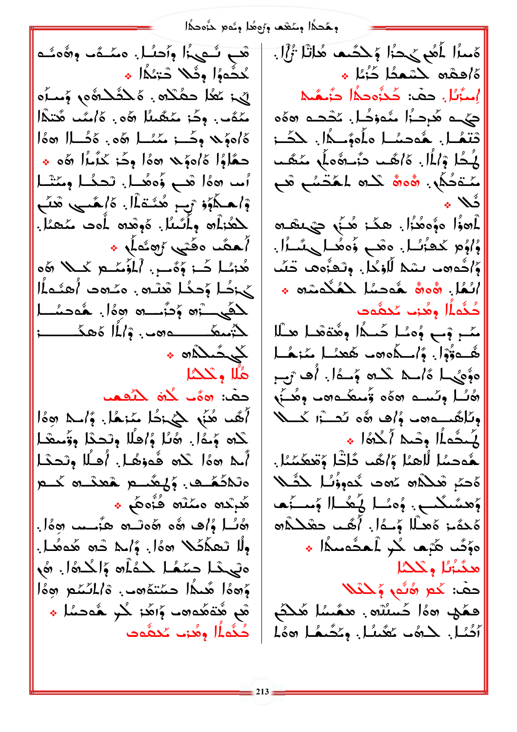ܐܡܪܐ ܠܐܚܐ ܟܢܬܐ ܘܟܠܡܗ ܡܐܬܐ ܬܪܬܐ.
ܐܘܦܩܘ ܠܫܡܥܐ ܕܝܢܐ ܀

ܐܣܛܪܐ. ܩܠܐ: ܟܕ ܢܘܚܬܐ ܕܢܫܡܐ

ܕܟܝܗ ܡܪܕܐ ܡܫܘܕܥܐ. ܡܕܡ ܗܘܐ
ܬܒܥܐ. ܡܫܝܚܐ ܘܐܦܘܪܫܢܐ. ܠܟܠ
ܒܟܠ ܐܬܪܐ. ܐܬܐ ܕܢܗܘܘܢ ܡܢܗ
ܡܬܕܒܪܝܢ. ܗܘܘ ܠܗ ܠܡܫܡܫܝܢ ܡܢ
ܟܠ ܀

ܐܬܐ ܘܡܘܕܐ. ܗܟܢ ܡܢܗ ܕܝܢܫܘܗ
ܘܐܦ ܟܕ ܐܢܬܐ. ܘܡܢ ܕܘܟܬܐ ܐܡܪܐ.
ܘܐܢܘܢ ܢܣܒ ܠܐܘܪܚܐ. ܘܢܕܥܘܢ ܕܝܢ
ܐܢܫܐ. ܗܘܐ ܡܫܝܚܐ ܠܟܠܗܘܢ ܀

ܟܕ ܫܠܡ ܘܡܢ ܡܟܘܢ

ܡܢ ܕܝܢ ܘܡܢ ܒܪܐ ܘܡܬܩܢܐ ܗܟܢ
ܫܘܘܕܝܐ. ܘܐܠܗܘܢ ܫܡܥܐ ܡܢܗܘܢ
ܘܡܢܘܢ ܐܡܪ ܠܗ ܘܡܢܐ. ܐܦ ܕܝܢ
ܗܘܐ ܘܢܫܐ ܗܘܐ ܩܕܝܫܘܬܗ ܘܟܕ
ܘܠܐ ܫܡܥܘܢ ܘܐܦ ܗܘ ܢܦܩ ܠܟܠ
ܠܡܫܝܚܐ ܘܕܝܢ ܐܠܗܐ ܀

ܡܫܝܚܐ ܠܐܚܐ ܕܐܬܐ ܘܩܕܝܫܝܢ.
ܘܡܢ ܩܠܗ ܗܘܐ ܟܘܪܝܐ ܠܟܠ
ܘܡܫܡܫܢܐ. ܘܡܢܐ ܡܫܝܚܐ ܘܡܢܗ
ܘܡܢ ܘܡܠܐ ܡܢܐ. ܐܬܐ ܒܟܠܗܘܢ
ܘܡܢ ܡܪܝܡ ܟܠ ܐܠܗܘܬܐ ܀

ܡܫܝܚܐ ܘܟܠܗ

ܩܠܐ: ܟܡ ܗܘܐ ܘܟܠܗ

ܫܡܥ ܗܘܐ ܟܢܫܗ. ܡܫܝܚܐ ܡܠܟܐ
ܐܬܐ. ܠܗܘܢ ܡܫܝܚܐ. ܘܡܫܡܫܐ ܗܘܐ

ܡܢ ܫܘܝܐ ܘܐܬܐ. ܘܡܫܘܐ ܘܗܘܘܢ
ܟܠܗܘܢ ܘܟܠ ܕܝܢܐ ܀

ܠܝܬ ܡܠܐ ܕܡܠܟܐ. ܘܟܠܟܠܗܘܢ ܘܡܫܐܠ
ܡܢܘܬ. ܘܡܢ ܡܫܝܚܐ ܗܘ. ܘܐܡܫ ܡܫܝܚܐ
ܘܐܘܕܝ ܘܡܢ ܡܢܐ ܗܘ. ܘܐܦܐ ܡܫܝܚܐ
ܡܫܠܡܘ ܗܘܐ ܘܡܢ ܟܢܫܐ ܗܘ ܀

ܐܢܐ ܗܘܐ ܡܢ ܘܡܫܐ. ܬܘܕܝܬܐ ܘܡܫܝܚܐ
ܘܡܫܠܡܢܐ ܢܘܗܪܐ ܡܫܝܚܐ. ܘܐܠܗܘܬܐ ܡܢ
ܠܫܡܥܘܢ ܘܕܟܠܗ ܡܪܝܐ ܟܕܝܘܢ.
ܐܠܡܐ ܘܡܢܐ ܡܫܝܚܐ ܀

ܡܢ ܕܝܢ ܕܝܢ ܗܘܐ. ܘܐܬܐ ܡܢܗܘܢ ܡܢ
ܡܫܝܚܐ ܕܡܢܗ ܗܘܐ. ܡܫܝܚܐ ܘܐܦ
ܠܡܫܡܫܢܐ. ܘܐܬܐ ܡܢܗܘܢ:
ܡܫܝܚܐ ܀

ܡܢ ܘܟܠܗ

ܩܠܐ: ܗܘܘ ܠܗ ܠܡܫܡܫܝܢ

ܐܡܪ ܡܢ ܡܫܝܚܐ ܡܢܗܘܢ. ܘܐܡܪ ܗܘܐ
ܠܗ ܘܡܠܐ. ܗܘܐ ܘܐܦܐ ܘܢܘܗܪܐ ܘܡܫܡܫܢܐ
ܐܡܪ ܗܘܐ ܠܗ ܡܫܡܫܢܐ. ܐܦܐ ܘܢܘܗܪܐ
ܘܡܠܟܘܬܗ. ܘܡܫܝܚܐ ܡܫܡܫܢܐ ܟܡ
ܡܪܝܡ ܘܡܢܗ ܦܘܪܩܢ ܀

ܗܘܐ ܘܐܦ ܗܘ ܗܘܘܢ ܡܢܐ ܗܘܐ.
ܘܠܐ ܢܫܡܥܘܢ ܗܘܐ. ܘܐܡܪ ܟܕ ܡܫܡܫܐ.
ܘܢܗܘܐ ܡܫܝܚܐ ܠܟܠܗܘܢ ܘܐܠܗܐ. ܗܘ
ܘܗܘܐ ܡܫܝܚܐ ܡܢܬܗܘܢ. ܘܐܠܗܝܢ ܗܘܐ
ܡܢ ܡܫܡܫܢܘܢ ܘܐܡܪ ܟܠ ܡܫܝܚܐ ܀

ܟܕ ܫܠܡ ܘܡܢ ܡܟܘܢ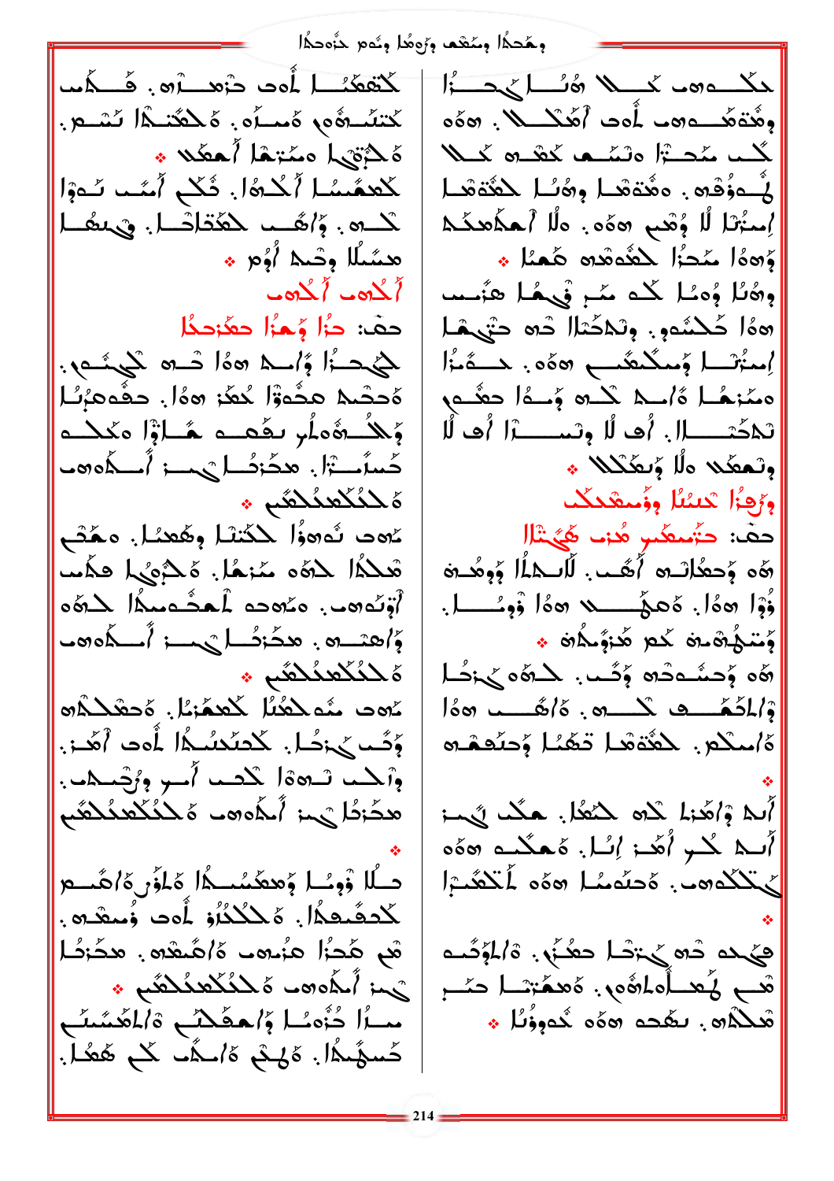ܠܟܠܗܘܢ ܟܠܗ ܗܘܢܐ ܕܝܠܗ ܕܟܪܐ
ܘܦܬܓܡܝܗܘܢ ܠܗܘܢ ܐܫܬܟܠܘ. ܗܘܘ
ܟܠ ܡܬܚܙܐ ܘܢܦܫܗ ܟܬܒܗ ܟܠܗ
ܠܗܘܕܝܗ. ܘܡܬܒܥܠܗ ܘܗܘܢܐ ܠܡܬܒܥܢܐ
ܐܢܫܝܢ ܠܐ ܢܫܒܩ ܗܘܘ. ܘܠܐ ܐܬܡܛܐܠ
ܢܗܘܐ ܡܬܚܙܐ ܠܡܬܒܥܗ ܚܡܝܐ ܀
ܘܗܘܐ ܢܗܘܐ ܟܠܗ ܡܢ ܦܪܘܩܐ ܚܝܬܐ
ܗܘܐ ܟܠܗܘܢ. ܘܬܠܡܝܕܐ ܕܗ ܒܪܥܝܢܐ
ܐܢܫܝܢ ܘܡܬܚܙܐ ܗܘܘ. ܒܬܪ ܕܐ
ܘܡܬܚܙܐ ܘܐܝܟ ܠܟܠܗ ܢܗܘܐ ܒܟܠܗܘܢ
ܬܠܡܝܕܐ. ܐܘ ܠܐ ܘܬܘܒ ܐܘ ܠܐ
ܘܬܥܒܕ ܘܠܐ ܢܫܬܠܡ ܀

**ܘܢܩܘܐ ܚܝܠܐ ܘܡܫܒܚܢ**

**ܦܬ: ܕܬܫܡܫܝܢ ܗܢܘ ܗ̈ܝܟܠܐ**

ܗܘ ܕܚܒܠܬܗ ܐܚܝ. ܠܐܠܗܐ ܘܦܘܩܐ
ܙܘܓܐ ܗܘܐ. ܘܫܡܥܗ ܗܘܐ ܙܘܓܐ.
ܘܬܫܒܘܚܬܗ ܟܠ ܡܬܙܓܪܢܘܬܗ ܀
ܗܘ ܕܚܝܘܗܝ ܕܝܠܗ. ܠܗܘܢ ܒܚܘܪܐ
ܘܐܬܟܢܫ ܟܠܗ. ܘܐܫܬܘܝ ܗܘܐ
ܘܐܫܟܚ. ܠܟܬܒܐ ܬܢܝܢܐ ܕܚܟܡܬܗ ܀

ܐܝܟ ܕܐܡܪ ܠܗ ܠܟܠܗ. ܗܟܢ ܗܘܐ
ܐܝܟ ܟܠ ܐܢܫ ܐܝܟܢܐ. ܘܗܟܢܐ ܗܘܐ
ܕܗܟܢܐ. ܘܚܘܬܡܐ ܗܘܐ ܠܬܟܠܬܐ ܀

ܦܬܚ ܒܗ ܕܒܪܝܬܐ ܚܕܬܐ. ܘܐܠܦܢܐ
ܡܢ ܠܡܠܦܘܬܐ. ܘܡܫܬܒܚܐ ܕܟܠ
ܚܟܡܬܐ. ܢܫܬܡܥ ܗܘܐ ܟܘܠܢܐ ܀

ܠܬܫܡܫܬܐ ܠܗܘܢ ܕܬܫܒܘܚܬܗ. ܦܫܝܛܐ
ܟܬܒܐ ܘܡܬܚܙܐ. ܘܠܟܬܒܬܐ ܢܫܡܥ.
ܘܠܟܬܒܐ ܘܡܬܚܙܐ ܐܠܗܐ ܀
ܠܬܫܒܘܚܬܐ ܐܠܗܐ. ܦܟܪ ܐܢܫ ܢܗܘܐ
ܠܗ. ܘܐܬܐ ܠܡܬܚܙܝܢܐ. ܦܬܚܘܬܐ
ܚܝܠܐ ܘܒܗ ܐܘܪܚ ܀

**ܐܠܗܐ ܐܠܗܐ**

**ܦܬ: ܕܪܐ ܘܪܒܐ ܕܡܬܒܪܟܐ**

ܠܗܢܐ ܘܐܡܪ ܗܘܐ ܒܗ ܠܝܫܘܥ.
ܘܒܬܪ ܡܬܚܙܐ ܠܗ ܗܘܐ. ܕܢܦܩܘ ܠܢܦܫܐ
ܘܠܐܠܗܘܬܗ ܢܗܘܘܢ ܠܟܠܗ ܘܡܠܟܘܬܐ
ܟܢܫܬܐ. ܡܬܚܙܝܢ ܒܢܝ ܐܠܗܐ ܀
ܘܟܠܗܘܢ ܀

ܗܘܐ ܢܗܘܐ ܠܟܬܒܐ ܘܥܡܠܐ. ܘܡܬܚܙܐ
ܬܫܒܘܚܬܐ ܠܗܘܢ ܡܢ ܠܡܬܚܙܝܢܐ ܠܟܠܗ
ܐܬܒܢܝܘ. ܘܡܬܚܙܝܢ ܠܡܬܚܙܐ ܠܟܠܗ
ܘܐܬܚܙܝܘ. ܡܬܚܙܐ ܒܢܝ ܐܠܗܐ ܀
ܘܟܠܗܘܢ ܀

ܢܗܘܐ ܡܬܚܙܐ ܠܡܬܚܙܝܢ. ܘܡܬܚܙܐ
ܘܟܠ ܐܝܟܢܐ. ܠܡܬܚܙܐ ܐܝܟ ܐܠܗܐ.
ܘܐܬܐ ܕܗܘܐ ܠܟܠ ܐܢܫ ܘܡܬܚܙܝܢ.
ܡܬܚܙܐ ܒܢܝ ܐܠܗܐ ܘܟܠܗܘܢ ܀

ܥܠܐ ܪܘܚܐ ܘܡܫܒܚܢܐ ܘܐܬܪܐ ܘܐܡܪ
ܠܡܫܡܫܢܐ. ܘܟܠܗܘܢ ܠܗܘܢ ܘܡܬܚܙܝܢ.
ܡܢ ܡܬܚܙܐ ܡܢܗܘܢ ܘܐܬܚܙܝܘ. ܡܬܚܙܐ
ܒܢܝ ܐܠܗܐ ܘܟܠܗܘܢ ܀
ܡܢ ܟܬܒܐ ܘܐܬܚܙܝܢ ܘܐܬܚܙܝ
ܠܡܬܚܙܝܢܐ. ܘܟܠܗ ܘܐܬܐ ܠܟܠ ܐܢܫ.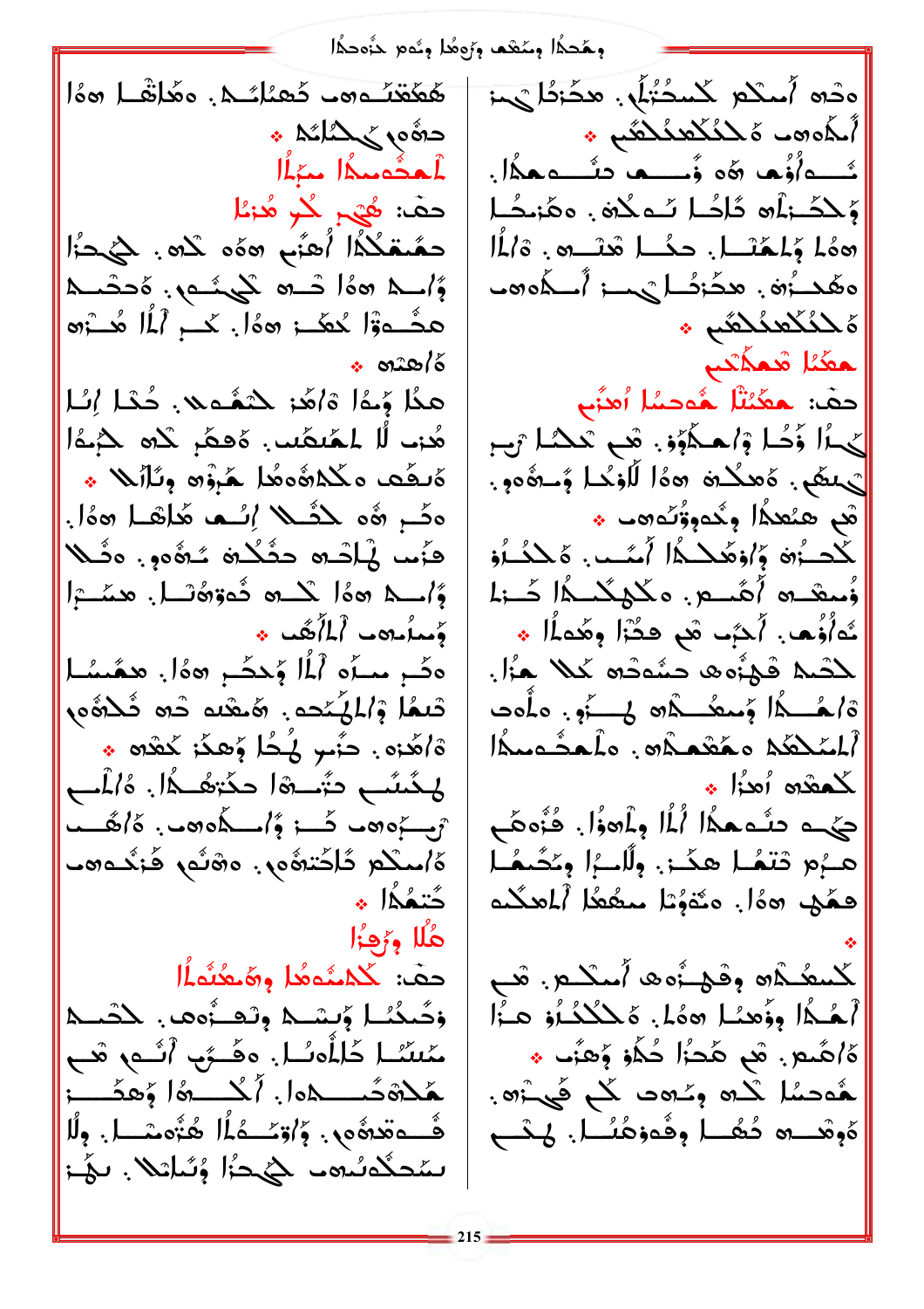ܘܗܕܐ ܐܣܟܡ ܠܡܫܬܪܝܘ. ܡܕܝܢܬܐ ܕܝܢ
ܐܢܛܝܘܟܝ ܕܩܠܝܩܝܐ ܀
ܫܡܥܘܢ ܗܘ ܕܝܢ ܕܒܣܛܘܢܐ.
ܕܠܐܘܗܝ ܩܪܒܐ ܕܐܝܟܢܐ. ܘܥܕܬܐ
ܗܘܬ ܕܐܢܛܝܐܘܟ. ܕܝܢ ܕܫܢܬ ܕܐܬܐ
ܘܟܕ ܕܢܘ. ܡܕܝܢܬܐ ܕܝܢ ܐܢܛܝܘܟܝ
ܕܩܠܝܩܝܐ ܀

## ܡܟܣܐ ܕܡܠܟܐ

ܥܠ: ܡܟܣܐ ܕܡܠܟܐ ܐܘܪܚܝ
ܕܝܢܐ ܒܡܟܣܐ ܕܐܒܘܗܝ. ܒܝܘܡ ܡܠܟܐ ܪܒ
ܕܝܢܢ. ܘܐܘܗܝ ܗܘܐ ܠܐܘܟܐ ܕܡܘܬܐ.
ܒܝܘܡ ܡܠܟܐ ܘܥܘܢܕܢܗ ܀
ܠܒܝܬ ܕܡܠܟܘܬܐ ܐܚܝܢܐ. ܕܟܠܗܘܢ
ܘܐܢܫܝܢ ܐܚܝܢ. ܘܩܠܝܩܝܐ ܒܫܢܬ
ܕܡܠܟܘ. ܐܢܛ ܥܡ ܒܕܝܢ ܘܣܘܡܐ ܀
ܠܒܝܬ ܩܝܡܬܗ ܒܫܘܒܚܗ ܠܐ ܚܙܐ.
ܕܐܚܐ ܘܡܫܝܚܗ ܠܐܠܗܐ. ܘܐܘܪܚ
ܐܢܛܝܟܝܐ ܘܡܩܝܡܬܗ. ܘܐܠܗܘܬܐ
ܠܡܕܝܢܬܐ ܀

ܕܝܢ ܒܫܢܬܐ ܐܠܐ ܘܐܝܬܐ. ܦܘܠܘܣ
ܥܡ ܒܡܫܐ ܥܠܝ. ܘܠܐܬܐ ܘܡܫܝܚܐ
ܦܩܕ ܗܘܐ. ܘܬܘܒܐ ܡܢܗܐ ܐܠܗܐ
܀
ܠܡܫܬܪܝܘ ܘܩܢܘܡܗ ܐܣܟܡ. ܥܡ
ܐܠܗܐ ܘܐܘܪܚܐ ܗܘܐ. ܕܩܠܝܩܝܐ ܗܢܐ
ܕܐܚܝܢ. ܥܡ ܡܕܝܢܬܐ ܟܠܗ ܘܥܡܗ ܀
ܡܘܬܐ ܠܗ ܘܐܢܫ ܠܗ ܦܘܪܫܢܗ.
ܘܫܡܗ ܗܘ ܟܠܗ ܘܦܘܪܩܢܐ. ܕܒܝܬ

ܡܟܣܢܘܬܐ ܕܡܠܟܐ. ܘܡܫܝܚܐ ܗܘܐ
ܒܬܪ ܕܝܠܗ ܀

## ܐܠܗܘܬܐ ܡܫܝܚܐ

ܥܠ: ܦܘܩܕ ܟܠ ܡܕܢܚܐ
ܒܡܫܝܚܐ ܐܚܝ ܗܘܐ ܠܗ. ܕܩܪܒܐ
ܘܐܬܐ ܗܘܐ ܒܕ ܕܝܢܐ. ܘܡܕܝܢܬܐ
ܕܒܝܘܡ ܕܝܢܐ ܗܘܐ. ܟܝܢ ܐܠܐ ܚܘܣܢܐ
ܘܡܫܝܚܐ ܀
ܕܠܐ ܘܐܡܪ ܕܟܠ ܘܐܢܫ ܐܠܐ ܕܢܘܢ.
ܕܝܢ ܒܡܠܟܘܬܐ ܕܝܢܐ. ܒܟܠ ܫܠܝܚܐ
ܘܐܠܗܐ ܗܘܐ ܠܗ ܕܡܫܝܚܐ. ܡܢ ܐܒܐ
ܘܐܒܗܝܢ ܀
ܘܟܕ ܗܘ ܠܒܝܬ ܐܢܫ ܡܠܟܐ ܗܘܐ.
ܦܝܫ ܠܗ ܒܝܬ ܕܡܘܬܐ ܗܘܐ. ܘܡܘܢܐ
ܘܡܬܢܝܚܝܢ ܀
ܘܟܕ ܗܘ ܐܠܐ ܕܒܝܬ ܗܘܐ. ܡܫܝܚܐ
ܫܒܝܚܐ ܘܐܠܗܐ. ܫܡܥܘܢ ܒܗ ܡܕܝܢܬܐ
ܕܐܝܠܝܢ ܕܐܚܝܢ ܐܠܐ. ܘܐܬܐ ܐܝܟܢ
ܕܡܠܟܘܬܐ ܀
ܕܝܢ ܕܝܢ ܕܐܚܐ ܘܐܠܗܐ. ܘܐܘܪܚܐ
ܘܡܫܝܚܐ ܘܐܢܫ ܀

## ܥܠܐ ܘܪܘܚܐ

ܥܠ: ܠܐܠܗܘܬܐ ܘܡܫܝܚܘܬܐ
ܘܡܬܢܝܚܐ ܘܡܫܝܚܐ ܘܐܢܫܘܗܝ. ܠܒܝܬ
ܡܫܝܚܐ ܕܐܠܗܘܬܐ. ܘܡܫܝܚܐ ܐܢܫܐ ܥܡ
ܡܠܟܘܬܐ ܗܘܐ. ܐܠܗܐ ܗܘܐ ܘܡܫܝܚܐ
ܦܘܪܩܢܗ. ܘܐܘܪܚܐ ܡܬܢܝܚܐ. ܘܠܐ
ܡܫܝܚܘܬܐ ܕܩܪܒܐ ܘܐܢܫܐ. ܥܠܝܢ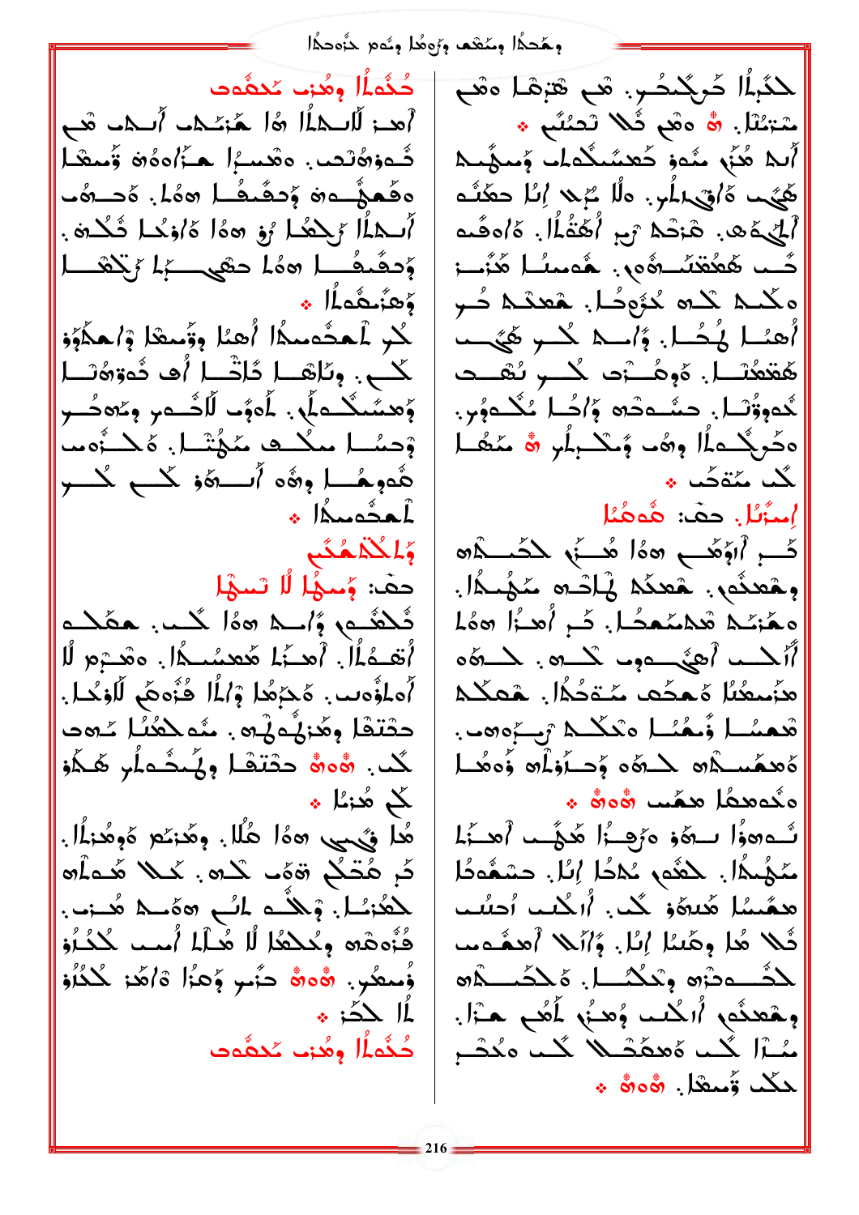ܠܟܢܫܐ ܕܪܓܝܓܘܬ. ܦܫ ܬܪܥܐ ܘܫܪ
ܡܬܪܬܐ. ܗ̇ ܘܫܪ ܦܠܐ ܬܚܢܢ ܀
ܐܝܟ ܡܢܝ ܡܢܘܢ ܟܡܫܬܟܚܐ ܘܡܫܝܚܐ
ܦܪܝܩܝܢ ܘܐܬܟܪܝܢ. ܘܠܐ ܬܙܟܐ ܐܢܐ ܚܟܝܡ
ܐܠܗܝܢ. ܦܪܘܩܢ ܙܥܝܪ ܐܢܫܐ. ܘܐܘܦ
ܟܕ ܡܫܒܚܝܢ ܠܗ. ܡܫܝܚܐ ܡܪܢ
ܘܟܠܗ ܠܗ ܡܘܗܒܬܐ. ܡܫܒܚ ܠܟ
ܐܝܟܢܐ ܢܚܐ. ܘܐܢܬ ܠܟ ܡܫܝܚ
ܡܫܒܚܐ. ܘܡܬܪܘܡ ܠܟ ܢܫܬܒܚ
ܡܫܘܬܦܢܐ. ܚܢܢ ܡܘܕܝܢ ܘܐܦ ܫܡܝܐ
ܘܡܫܝܚܐ ܘܐܦ ܡܪܝܐ ܗ̇ ܡܬܐܐ
ܟܠ ܡܬܢܐ ܀

**ܐܚܪܢܐ. ܒܩܠ: ܩܘܡܐ**

ܟܕ ܐܬܚܙܝ ܗܘܐ ܡܢܝ ܠܟܢܫܗ
ܘܡܫܒܚܘܗܝ. ܡܫܒܚ ܠܐܠܗܐ ܡܫܝܚܐ.
ܘܡܫܬܚܠܦ ܡܫܝܚܐ. ܟܕ ܐܢܫܐ ܗܘܐ
ܐܠܗܐ ܐܢܫܝܘܬ ܠܗ. ܠܗܘ
ܡܬܩܢܢܐ ܘܡܚܕ ܡܬܬܚܝܢ. ܡܫܒܚ
ܡܫܝܚܐ ܡܢܝܐ ܘܟܠܗ ܢܦܫܬܢ.
ܘܡܫܝܚܐ ܠܗ ܕܡܬܝܪܐ ܡܪܝܐ
ܘܡܘܕܝܢܢ ܫܡܗ ܗ̇ ܀
ܢܘܗܪܐ ܠܗ ܘܐܪܝܐ ܡܫܝܚ ܐܡܝܢ
ܡܫܝܚܐ. ܠܟܠܗ ܡܪܝܐ ܐܢܐ. ܒܫܘܒܚܐ
ܡܫܝܚܐ ܡܫܒܚ ܠܟ. ܐܝܟܢܐ ܐܝܟܢܐ
ܦܠܐ ܡܐ ܘܡܫܝܚ ܐܢܐ. ܘܐܠܗܐ ܐܡܝܢܝܢ
ܠܫܘܒܚܗ ܘܡܫܝܚܐ. ܘܠܟܢܫܗ
ܘܡܫܒܚܝܢ ܐܝܟܢܐ ܘܡܪܝ ܐܡܝܢ ܡܪܝܐ.
ܡܪܝܐ ܠܟ ܘܡܫܒܚ ܠܟ ܘܡܫܒܚ
ܠܟܠ ܫܡܝܐ. ܗ̇ ܀

**ܫܘܒܚܐ ܘܡܢܝ ܠܟܘܢ**

ܐܡܝܢ ܠܐܠܗܐ ܗܘ ܡܫܝܚܐ ܐܝܟ ܦܫ
ܦܘܪܩܢܢ. ܘܡܫܝܚܐ ܡܪܝܐ ܘܡܫܒܚܐ
ܘܡܘܕܝܢ ܘܡܫܒܚܝܢ ܗܘܘ. ܘܡܢܗ
ܐܠܗܐ ܕܪܚܡܐ ܙܟ ܗܘܐ ܘܐܪܝܐ ܦܠܐ.
ܘܡܫܒܚܝܢ ܗܘܘ ܡܫܝܚܐ ܕܢܬܩܢ
ܘܡܫܝܚܐ ܀
ܠܟ ܐܠܗܐ ܡܫܝܚܐ ܐܡܝܢ ܘܡܫܝܚܐ ܘܐܦ ܡܪܝܐ
ܠܟܠ. ܘܡܫܒܚܝܢ ܐܝܟ ܦܘܪܩܢܢ
ܘܡܫܝܚܐ ܠܟ. ܐܡܝܢ ܠܐܠܗܐ ܘܡܫܝܚܐ
ܘܡܫܒܚ ܡܫܝܚܐ ܠܟ ܐܝܟ ܠܟܠ
ܐܠܗܐ ܀

**ܘܐܠܗܐ ܡܫܝܚܐ**

**ܒܩܠ: ܘܡܫܝܚܐ ܠܐ ܬܫܒܚ**

ܦܠܐ ܡܫܝܚܐ ܘܐܢܐ ܗܘܐ ܠܟ. ܡܫܒܚ
ܐܬܒܪܟ. ܐܡܝܢ ܡܫܝܚܐ. ܘܡܫܝܚ ܠܐ
ܐܠܗܘܗܝ. ܘܡܫܒܚܐ ܘܐܠܗܐ ܦܪܘܩܢ ܠܐܠܗܐ.
ܒܫܒܚܐ ܘܡܫܒܚܝܢ. ܡܫܝܚܐ ܐܢܫܐ
ܠܟ. ܗ̇ ܒܫܒܚܐ ܘܡܫܒܚܝܢ ܡܫܝܚܐ
ܠܟ ܡܢܝܐ ܀
ܗܐ ܦܪܝܩܝܢ ܗܘܐ ܡܠܐ. ܘܡܫܝܚ ܘܡܫܝܚܐ.
ܟܕ ܡܫܟܚ ܗܘܐ ܠܟܘܢ. ܟܠܐ ܡܫܝܚܘܬܐ
ܠܟܢܫܐ. ܘܠܟܠܗ ܠܗ ܘܡܫܝܚ ܡܢܝ.
ܦܘܪܩܢܢ ܘܡܫܝܚܐ ܠܐ ܡܠܟܐ ܐܡܝܢ ܠܟܠܗ
ܘܡܫܝܚ. ܗ̇ ܡܫܝܚ ܘܡܪܐ ܘܐܡܪ ܠܟܠܗ
ܐܠܐ ܠܟܠ ܀

**ܫܘܒܚܐ ܘܡܢܝ ܠܟܘܢ**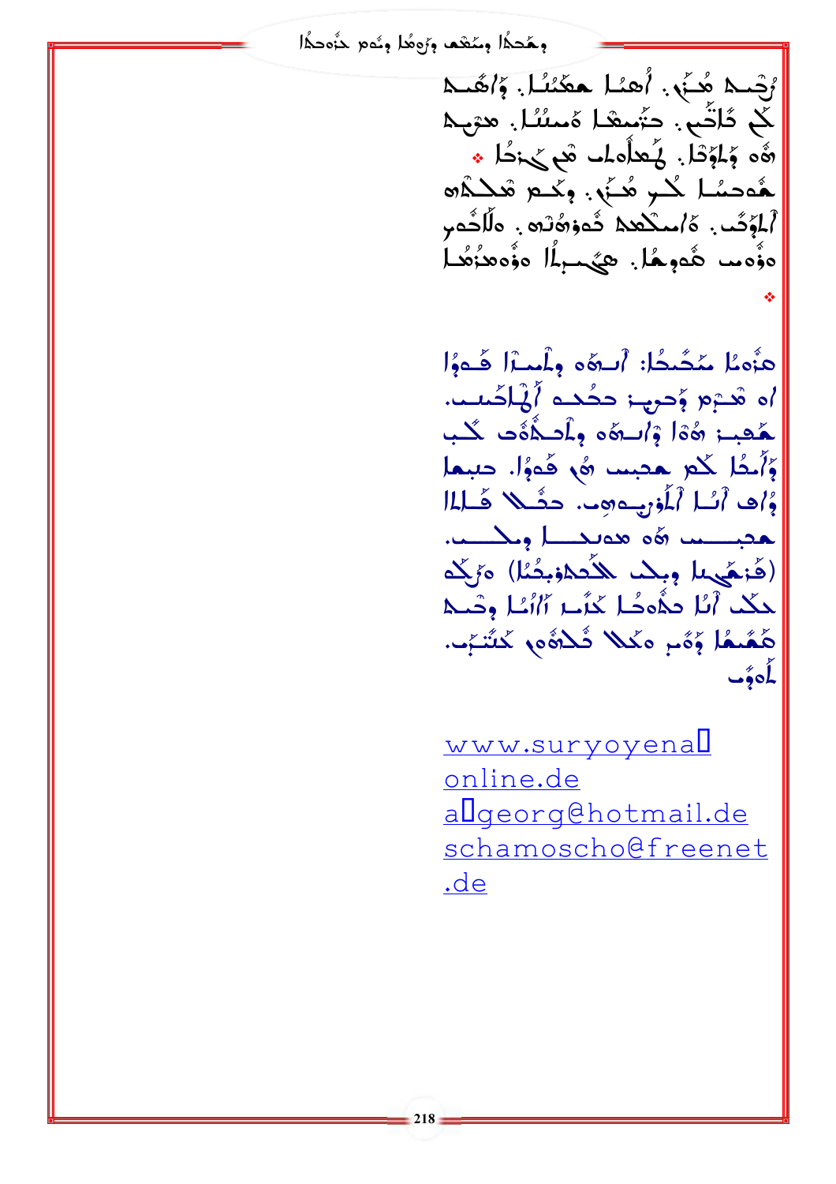ܪ̈ܫܡܐ ܡ̈ܢܝ. ܐܝܟܐ ܡܫܝܚܐ. ܘܐܝܟܐ
ܠܝ ܕܐܬܝ. ܒܢ̈ܝܫܐ ܘܡܣܟ̈ܢܐ. ܡܢܗܘܢ
ܗܘ ܕܐܬܪܗ. ܢܫܬܐܠ ܡܢ ܝܢܘܟܐ ܀
ܡܘܕܝܢܐ ܠܟܝ ܡ̈ܢܝ. ܘܠܟܘܢ ܡܠܟܘܬܗ
ܐܠܗܝ. ܘܐܣܛܐܝܣ ܕܡܫܝܚܐ. ܘܠܐܠܗܝ
ܘܗܘܝ ܡܘܕܝܬܐ. ܫܘܒܚܐ ܘܬܘܕܝܬܐ
❖

ܡܪܘܢ ܡܫܒܚܐ: ܐܝܟ ܕܗܘܐ ܘܐܬܐ ܡܘܕܐ
ܐܘ ܡܢܘܣ ܕܢܗܘܐ ܒܟܠܗ ܐܠܗܝܬܐ.
ܡܢܝܢ ܗܘܐ ܕܐܝܟ ܕܐܬܟܬܒ ܠܟܝ
ܕܐܝܟܐ ܠܡ ܡܢܝܢ ܗܘ ܡܘܕܐ. ܒܢܝܢܐ
ܕܐܦ ܐܢܐ ܐܬܪܝܗܘܢ. ܒܟܠ ܡܐܬܐ
ܡܢܝܢ ܗܘ ܡܘܕܝܢܐ ܘܠܟܝܢ.
(ܡܪܬܝܢ ܕܠܟܝ ܠܡܬܪܓܡܢܐ) ܘܐܟܘ
ܠܟܠ ܐܢܐ ܕܡܘܬܐ ܠܟܝܢ ܐܐܐ ܘܒܫܡܐ
ܡܫܡܫܐ ܕܗܘ ܘܟܠ ܠܗܘܢ ܠܟܢ̈ܝ.
ܐܡܝܢ

www.suryoyena-online.de
al-georg@hotmail.de
schamoscho@freenet.de